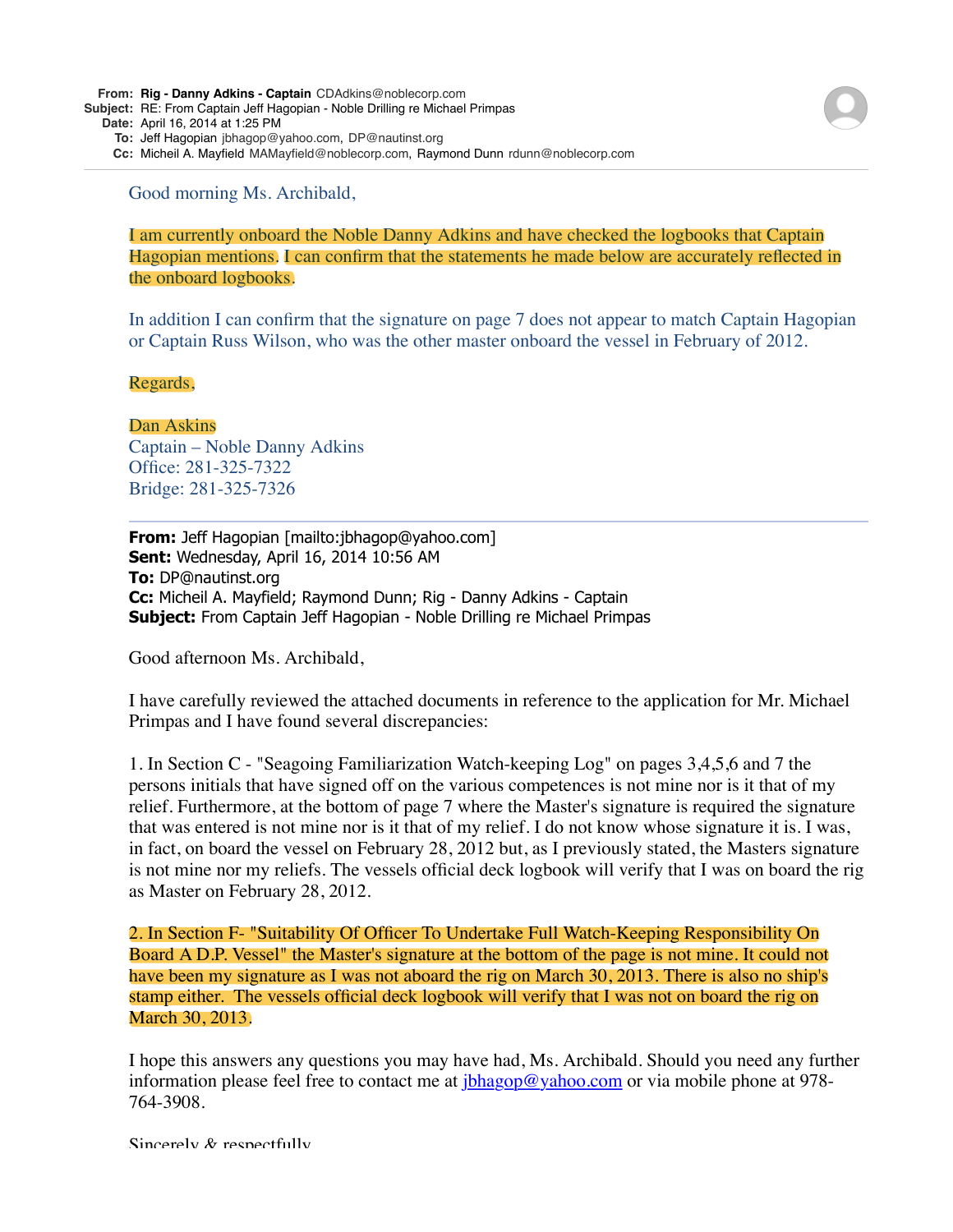**From:** **Rig - Danny Adkins - Captain** CDAdkins@noblecorp.com
**Subject:** RE: From Captain Jeff Hagopian - Noble Drilling re Michael Primpas
**Date:** April 16, 2014 at 1:25 PM
**To:** Jeff Hagopian jbhagop@yahoo.com, DP@nautinst.org
**Cc:** Micheil A. Mayfield MAMayfield@noblecorp.com, Raymond Dunn rdunn@noblecorp.com

Good morning Ms. Archibald,

I am currently onboard the Noble Danny Adkins and have checked the logbooks that Captain Hagopian mentions. I can confirm that the statements he made below are accurately reflected in the onboard logbooks.

In addition I can confirm that the signature on page 7 does not appear to match Captain Hagopian or Captain Russ Wilson, who was the other master onboard the vessel in February of 2012.

Regards,

Dan Askins
Captain – Noble Danny Adkins
Office: 281-325-7322
Bridge: 281-325-7326

---

**From:** Jeff Hagopian [mailto:jbhagop@yahoo.com]
**Sent:** Wednesday, April 16, 2014 10:56 AM
**To:** DP@nautinst.org
**Cc:** Micheil A. Mayfield; Raymond Dunn; Rig - Danny Adkins - Captain
**Subject:** From Captain Jeff Hagopian - Noble Drilling re Michael Primpas

Good afternoon Ms. Archibald,

I have carefully reviewed the attached documents in reference to the application for Mr. Michael Primpas and I have found several discrepancies:

1. In Section C - "Seagoing Familiarization Watch-keeping Log" on pages 3,4,5,6 and 7 the persons initials that have signed off on the various competences is not mine nor is it that of my relief. Furthermore, at the bottom of page 7 where the Master's signature is required the signature that was entered is not mine nor is it that of my relief. I do not know whose signature it is. I was, in fact, on board the vessel on February 28, 2012 but, as I previously stated, the Masters signature is not mine nor my reliefs. The vessels official deck logbook will verify that I was on board the rig as Master on February 28, 2012.

2. In Section F- "Suitability Of Officer To Undertake Full Watch-Keeping Responsibility On Board A D.P. Vessel" the Master's signature at the bottom of the page is not mine. It could not have been my signature as I was not aboard the rig on March 30, 2013. There is also no ship's stamp either. The vessels official deck logbook will verify that I was not on board the rig on March 30, 2013.

I hope this answers any questions you may have had, Ms. Archibald. Should you need any further information please feel free to contact me at jbhagop@yahoo.com or via mobile phone at 978-764-3908.

Sincerely & respectfully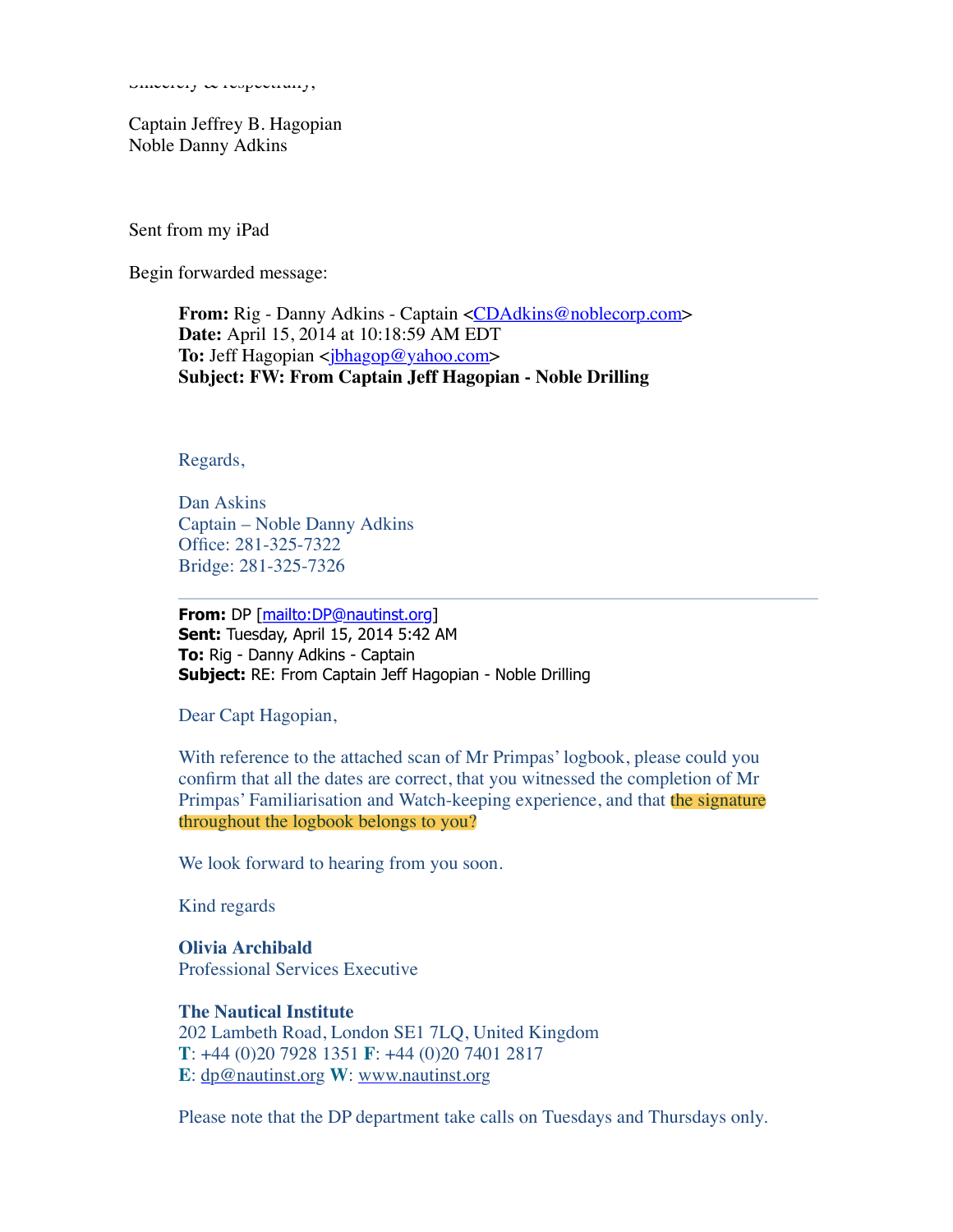Sincerely & respectfully,

Captain Jeffrey B. Hagopian
Noble Danny Adkins

Sent from my iPad

Begin forwarded message:

> **From:** Rig - Danny Adkins - Captain <CDAdkins@noblecorp.com>
> **Date:** April 15, 2014 at 10:18:59 AM EDT
> **To:** Jeff Hagopian <jbhagop@yahoo.com>
> **Subject: FW: From Captain Jeff Hagopian - Noble Drilling**
>
> Regards,
>
> Dan Askins
> Captain – Noble Danny Adkins
> Office: 281-325-7322
> Bridge: 281-325-7326
>
> ---
>
> **From:** DP [mailto:DP@nautinst.org]
> **Sent:** Tuesday, April 15, 2014 5:42 AM
> **To:** Rig - Danny Adkins - Captain
> **Subject:** RE: From Captain Jeff Hagopian - Noble Drilling
>
> Dear Capt Hagopian,
>
> With reference to the attached scan of Mr Primpas' logbook, please could you confirm that all the dates are correct, that you witnessed the completion of Mr Primpas' Familiarisation and Watch-keeping experience, and that the signature throughout the logbook belongs to you?
>
> We look forward to hearing from you soon.
>
> Kind regards
>
> **Olivia Archibald**
> Professional Services Executive
>
> **The Nautical Institute**
> 202 Lambeth Road, London SE1 7LQ, United Kingdom
> **T**: +44 (0)20 7928 1351 **F**: +44 (0)20 7401 2817
> **E**: dp@nautinst.org **W**: www.nautinst.org
>
> Please note that the DP department take calls on Tuesdays and Thursdays only.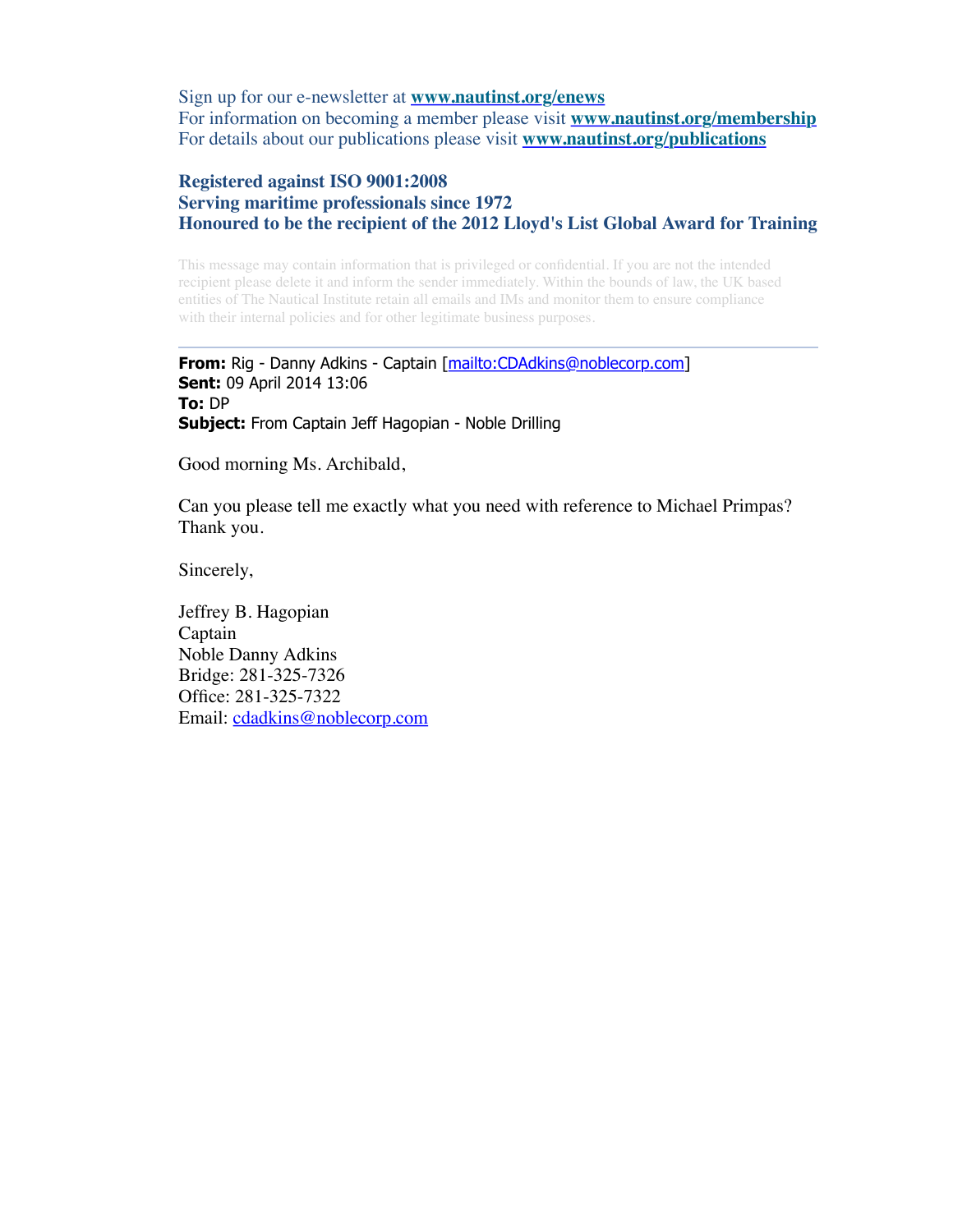Sign up for our e-newsletter at **www.nautinst.org/enews**
For information on becoming a member please visit **www.nautinst.org/membership**
For details about our publications please visit **www.nautinst.org/publications**

**Registered against ISO 9001:2008**
**Serving maritime professionals since 1972**
**Honoured to be the recipient of the 2012 Lloyd's List Global Award for Training**

This message may contain information that is privileged or confidential. If you are not the intended recipient please delete it and inform the sender immediately. Within the bounds of law, the UK based entities of The Nautical Institute retain all emails and IMs and monitor them to ensure compliance with their internal policies and for other legitimate business purposes.

---

**From:** Rig - Danny Adkins - Captain [mailto:CDAdkins@noblecorp.com]
**Sent:** 09 April 2014 13:06
**To:** DP
**Subject:** From Captain Jeff Hagopian - Noble Drilling

Good morning Ms. Archibald,

Can you please tell me exactly what you need with reference to Michael Primpas?
Thank you.

Sincerely,

Jeffrey B. Hagopian
Captain
Noble Danny Adkins
Bridge: 281-325-7326
Office: 281-325-7322
Email: cdadkins@noblecorp.com